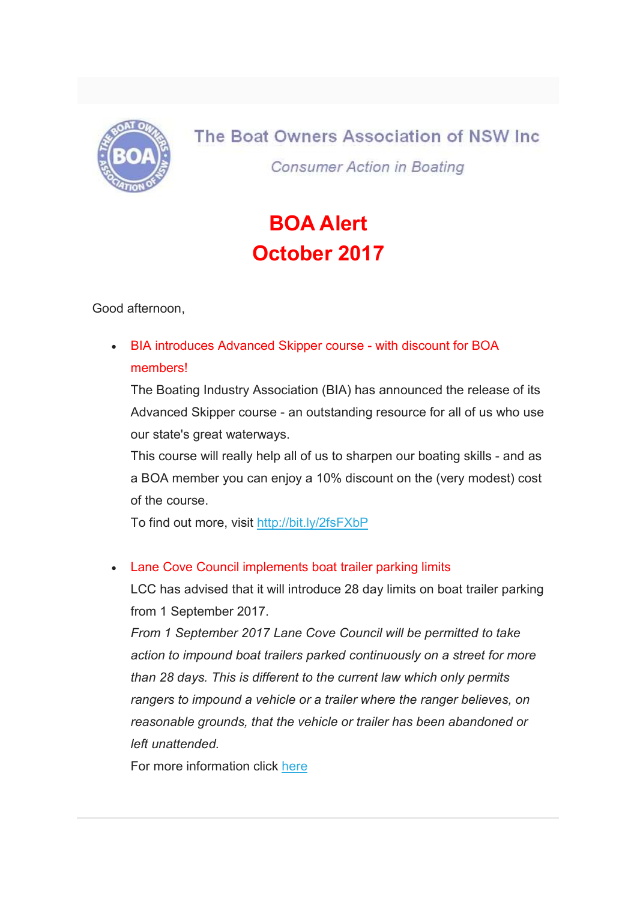The Boat Owners Association of NSW Inc

*Consumer Action in Boating*

# BOA Alert
# October 2017

Good afternoon,

- **BIA introduces Advanced Skipper course - with discount for BOA members!**
  The Boating Industry Association (BIA) has announced the release of its Advanced Skipper course - an outstanding resource for all of us who use our state's great waterways.
  This course will really help all of us to sharpen our boating skills - and as a BOA member you can enjoy a 10% discount on the (very modest) cost of the course.
  To find out more, visit [http://bit.ly/2fsFXbP](http://bit.ly/2fsFXbP)

- **Lane Cove Council implements boat trailer parking limits**
  LCC has advised that it will introduce 28 day limits on boat trailer parking from 1 September 2017.
  *From 1 September 2017 Lane Cove Council will be permitted to take action to impound boat trailers parked continuously on a street for more than 28 days. This is different to the current law which only permits rangers to impound a vehicle or a trailer where the ranger believes, on reasonable grounds, that the vehicle or trailer has been abandoned or left unattended.*
  For more information click here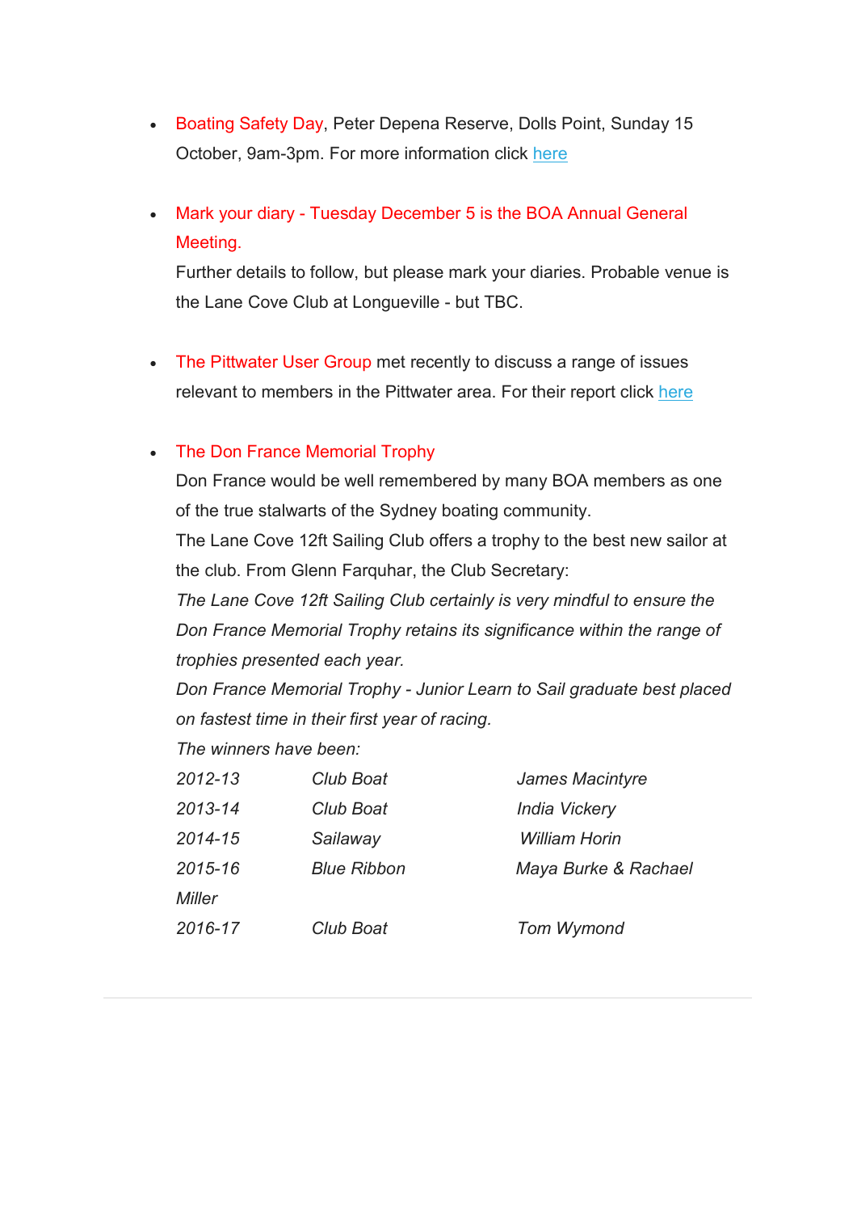- Boating Safety Day, Peter Depena Reserve, Dolls Point, Sunday 15 October, 9am-3pm. For more information click here

- Mark your diary - Tuesday December 5 is the BOA Annual General Meeting.
  Further details to follow, but please mark your diaries. Probable venue is the Lane Cove Club at Longueville - but TBC.

- The Pittwater User Group met recently to discuss a range of issues relevant to members in the Pittwater area. For their report click here

- The Don France Memorial Trophy
  Don France would be well remembered by many BOA members as one of the true stalwarts of the Sydney boating community.
  The Lane Cove 12ft Sailing Club offers a trophy to the best new sailor at the club. From Glenn Farquhar, the Club Secretary:
  *The Lane Cove 12ft Sailing Club certainly is very mindful to ensure the Don France Memorial Trophy retains its significance within the range of trophies presented each year.*
  *Don France Memorial Trophy - Junior Learn to Sail graduate best placed on fastest time in their first year of racing.*
  *The winners have been:*

| | | |
|---|---|---|
| *2012-13* | *Club Boat* | *James Macintyre* |
| *2013-14* | *Club Boat* | *India Vickery* |
| *2014-15* | *Sailaway* | *William Horin* |
| *2015-16* | *Blue Ribbon* | *Maya Burke & Rachael Miller* |
| *2016-17* | *Club Boat* | *Tom Wymond* |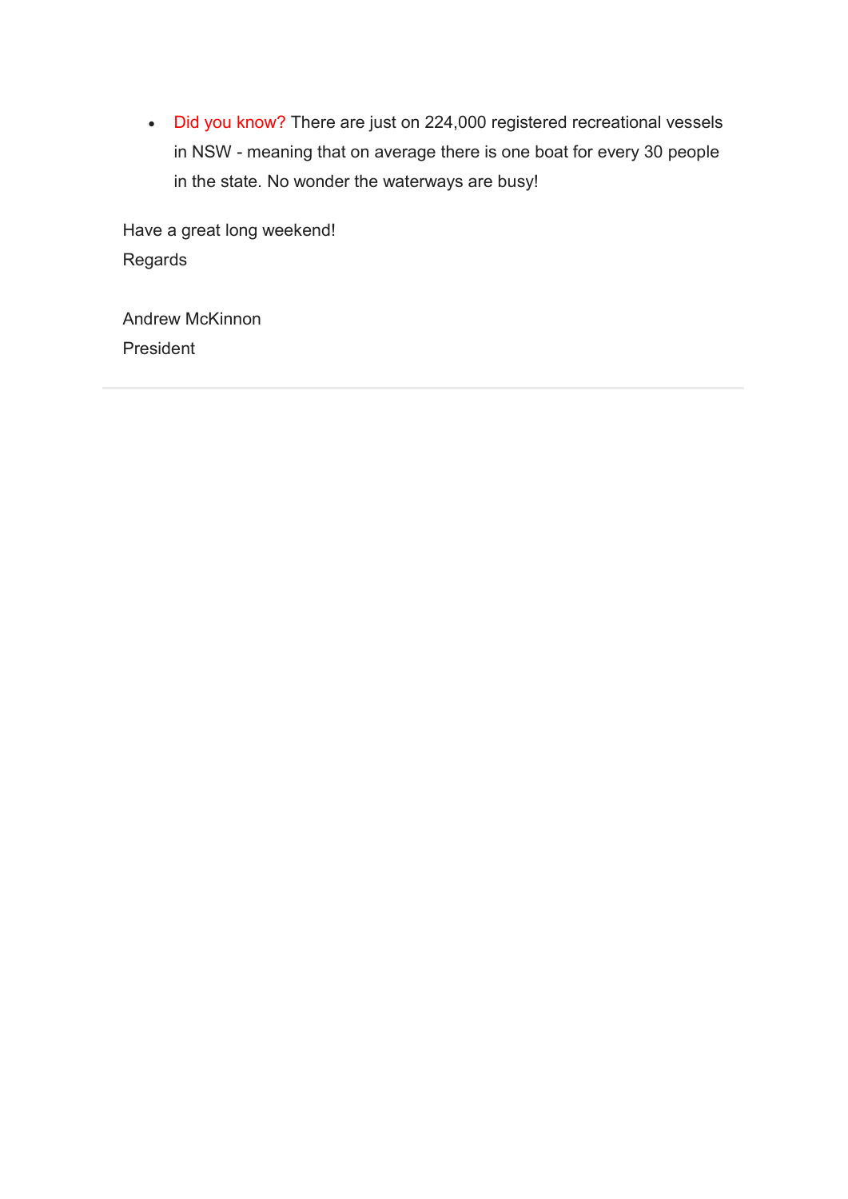- Did you know? There are just on 224,000 registered recreational vessels in NSW - meaning that on average there is one boat for every 30 people in the state. No wonder the waterways are busy!

Have a great long weekend!
Regards

Andrew McKinnon
President

---